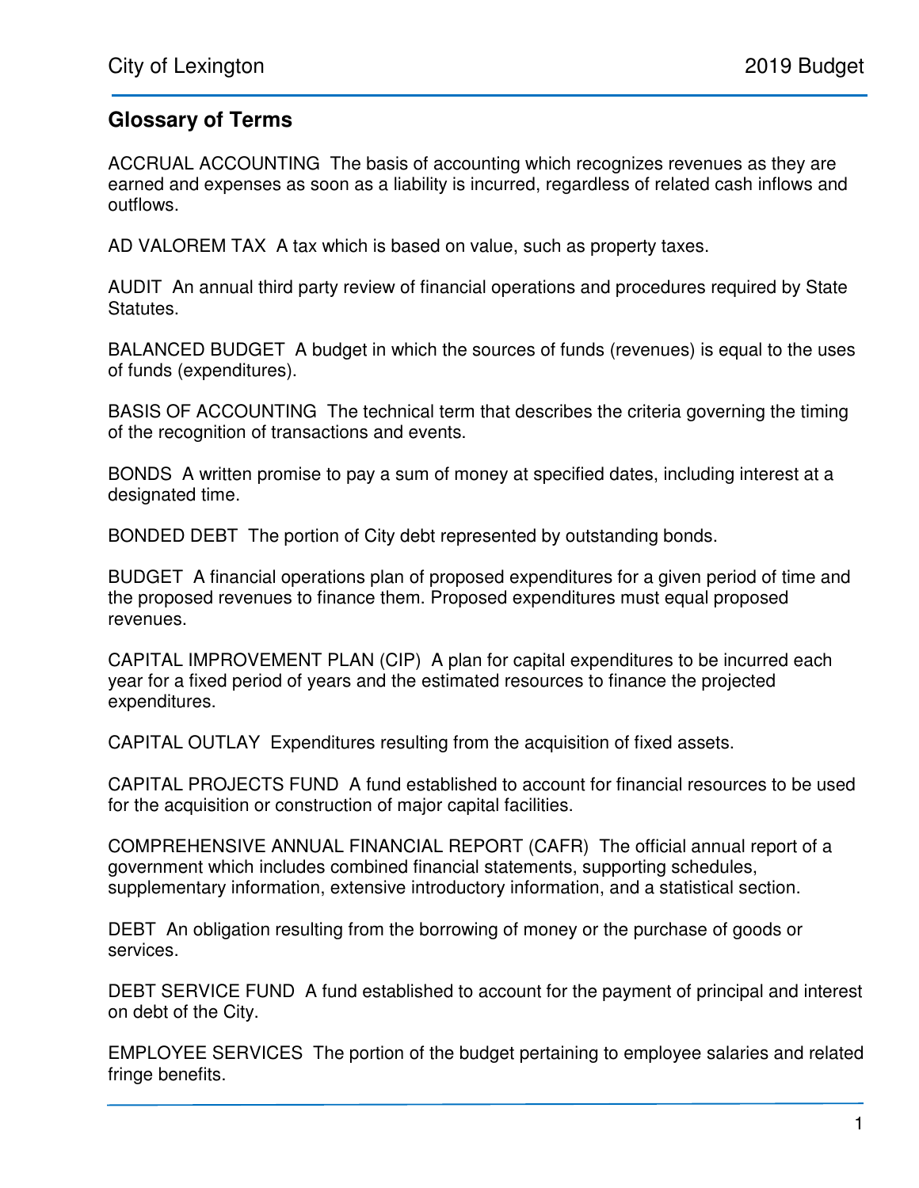## Glossary of Terms

ACCRUAL ACCOUNTING  The basis of accounting which recognizes revenues as they are earned and expenses as soon as a liability is incurred, regardless of related cash inflows and outflows.

AD VALOREM TAX  A tax which is based on value, such as property taxes.

AUDIT  An annual third party review of financial operations and procedures required by State Statutes.

BALANCED BUDGET  A budget in which the sources of funds (revenues) is equal to the uses of funds (expenditures).

BASIS OF ACCOUNTING  The technical term that describes the criteria governing the timing of the recognition of transactions and events.

BONDS  A written promise to pay a sum of money at specified dates, including interest at a designated time.

BONDED DEBT  The portion of City debt represented by outstanding bonds.

BUDGET  A financial operations plan of proposed expenditures for a given period of time and the proposed revenues to finance them. Proposed expenditures must equal proposed revenues.

CAPITAL IMPROVEMENT PLAN (CIP)  A plan for capital expenditures to be incurred each year for a fixed period of years and the estimated resources to finance the projected expenditures.

CAPITAL OUTLAY  Expenditures resulting from the acquisition of fixed assets.

CAPITAL PROJECTS FUND  A fund established to account for financial resources to be used for the acquisition or construction of major capital facilities.

COMPREHENSIVE ANNUAL FINANCIAL REPORT (CAFR)  The official annual report of a government which includes combined financial statements, supporting schedules, supplementary information, extensive introductory information, and a statistical section.

DEBT  An obligation resulting from the borrowing of money or the purchase of goods or services.

DEBT SERVICE FUND  A fund established to account for the payment of principal and interest on debt of the City.

EMPLOYEE SERVICES  The portion of the budget pertaining to employee salaries and related fringe benefits.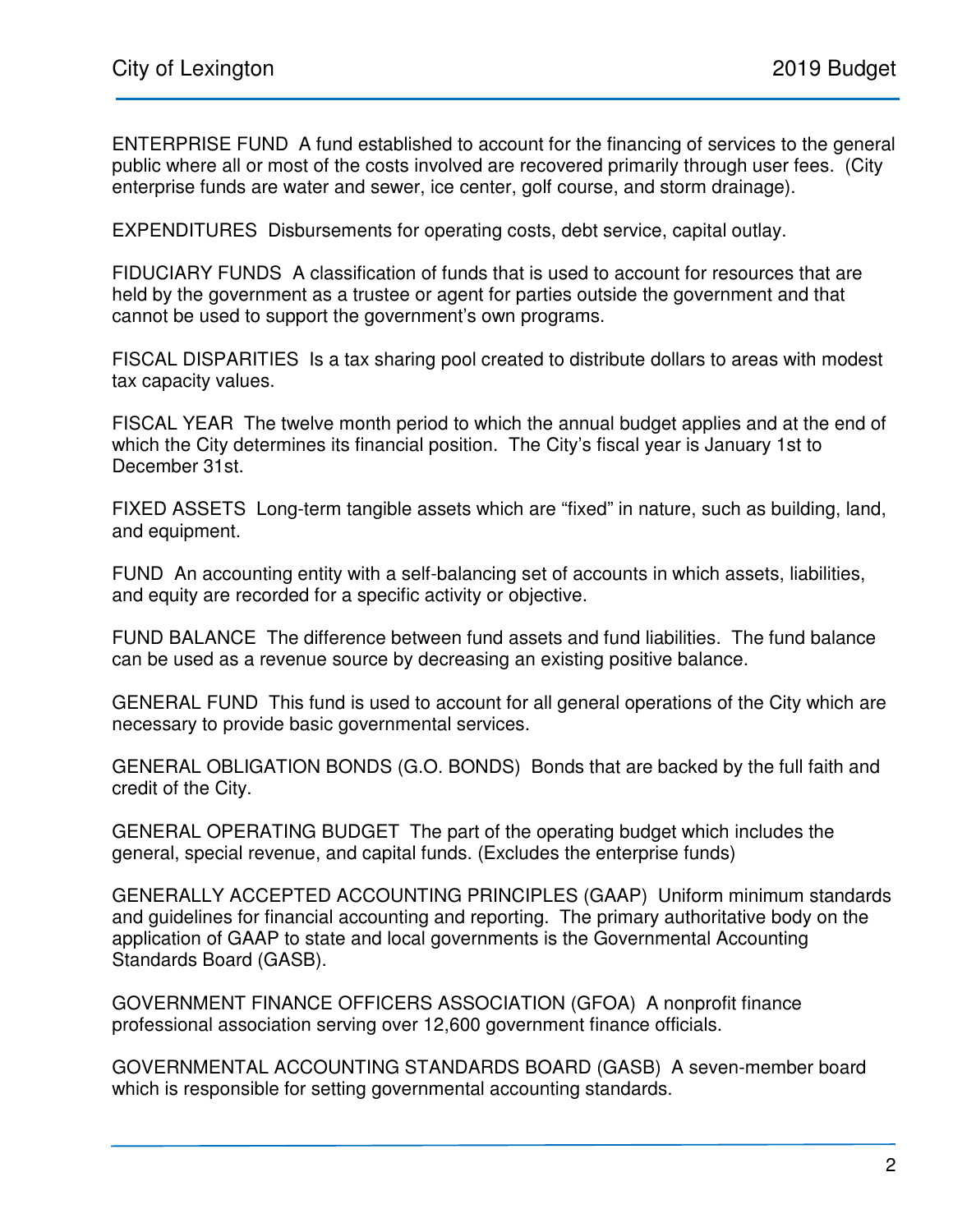ENTERPRISE FUND  A fund established to account for the financing of services to the general public where all or most of the costs involved are recovered primarily through user fees.  (City enterprise funds are water and sewer, ice center, golf course, and storm drainage).

EXPENDITURES  Disbursements for operating costs, debt service, capital outlay.

FIDUCIARY FUNDS  A classification of funds that is used to account for resources that are held by the government as a trustee or agent for parties outside the government and that cannot be used to support the government's own programs.

FISCAL DISPARITIES  Is a tax sharing pool created to distribute dollars to areas with modest tax capacity values.

FISCAL YEAR  The twelve month period to which the annual budget applies and at the end of which the City determines its financial position.  The City's fiscal year is January 1st to December 31st.

FIXED ASSETS  Long-term tangible assets which are "fixed" in nature, such as building, land, and equipment.

FUND  An accounting entity with a self-balancing set of accounts in which assets, liabilities, and equity are recorded for a specific activity or objective.

FUND BALANCE  The difference between fund assets and fund liabilities.  The fund balance can be used as a revenue source by decreasing an existing positive balance.

GENERAL FUND  This fund is used to account for all general operations of the City which are necessary to provide basic governmental services.

GENERAL OBLIGATION BONDS (G.O. BONDS)  Bonds that are backed by the full faith and credit of the City.

GENERAL OPERATING BUDGET  The part of the operating budget which includes the general, special revenue, and capital funds. (Excludes the enterprise funds)

GENERALLY ACCEPTED ACCOUNTING PRINCIPLES (GAAP)  Uniform minimum standards and guidelines for financial accounting and reporting.  The primary authoritative body on the application of GAAP to state and local governments is the Governmental Accounting Standards Board (GASB).

GOVERNMENT FINANCE OFFICERS ASSOCIATION (GFOA)  A nonprofit finance professional association serving over 12,600 government finance officials.

GOVERNMENTAL ACCOUNTING STANDARDS BOARD (GASB)  A seven-member board which is responsible for setting governmental accounting standards.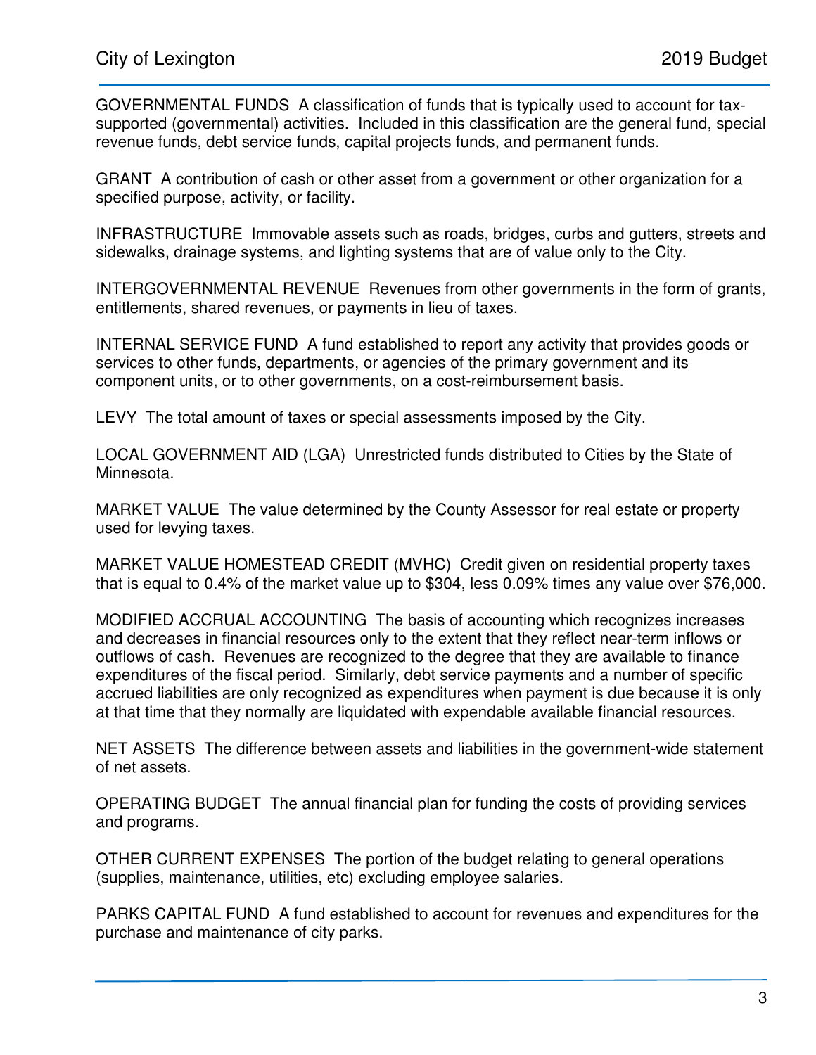GOVERNMENTAL FUNDS  A classification of funds that is typically used to account for tax-supported (governmental) activities.  Included in this classification are the general fund, special revenue funds, debt service funds, capital projects funds, and permanent funds.

GRANT  A contribution of cash or other asset from a government or other organization for a specified purpose, activity, or facility.

INFRASTRUCTURE  Immovable assets such as roads, bridges, curbs and gutters, streets and sidewalks, drainage systems, and lighting systems that are of value only to the City.

INTERGOVERNMENTAL REVENUE  Revenues from other governments in the form of grants, entitlements, shared revenues, or payments in lieu of taxes.

INTERNAL SERVICE FUND  A fund established to report any activity that provides goods or services to other funds, departments, or agencies of the primary government and its component units, or to other governments, on a cost-reimbursement basis.

LEVY  The total amount of taxes or special assessments imposed by the City.

LOCAL GOVERNMENT AID (LGA)  Unrestricted funds distributed to Cities by the State of Minnesota.

MARKET VALUE  The value determined by the County Assessor for real estate or property used for levying taxes.

MARKET VALUE HOMESTEAD CREDIT (MVHC)  Credit given on residential property taxes that is equal to 0.4% of the market value up to $304, less 0.09% times any value over $76,000.

MODIFIED ACCRUAL ACCOUNTING  The basis of accounting which recognizes increases and decreases in financial resources only to the extent that they reflect near-term inflows or outflows of cash.  Revenues are recognized to the degree that they are available to finance expenditures of the fiscal period.  Similarly, debt service payments and a number of specific accrued liabilities are only recognized as expenditures when payment is due because it is only at that time that they normally are liquidated with expendable available financial resources.

NET ASSETS  The difference between assets and liabilities in the government-wide statement of net assets.

OPERATING BUDGET  The annual financial plan for funding the costs of providing services and programs.

OTHER CURRENT EXPENSES  The portion of the budget relating to general operations (supplies, maintenance, utilities, etc) excluding employee salaries.

PARKS CAPITAL FUND  A fund established to account for revenues and expenditures for the purchase and maintenance of city parks.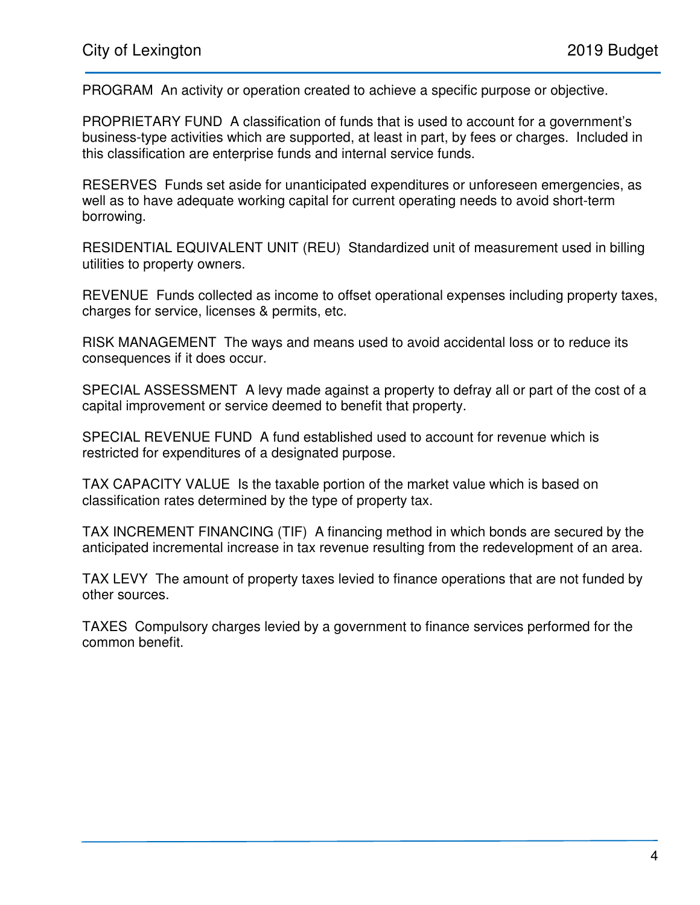PROGRAM  An activity or operation created to achieve a specific purpose or objective.

PROPRIETARY FUND  A classification of funds that is used to account for a government's business-type activities which are supported, at least in part, by fees or charges.  Included in this classification are enterprise funds and internal service funds.

RESERVES  Funds set aside for unanticipated expenditures or unforeseen emergencies, as well as to have adequate working capital for current operating needs to avoid short-term borrowing.

RESIDENTIAL EQUIVALENT UNIT (REU)  Standardized unit of measurement used in billing utilities to property owners.

REVENUE  Funds collected as income to offset operational expenses including property taxes, charges for service, licenses & permits, etc.

RISK MANAGEMENT  The ways and means used to avoid accidental loss or to reduce its consequences if it does occur.

SPECIAL ASSESSMENT  A levy made against a property to defray all or part of the cost of a capital improvement or service deemed to benefit that property.

SPECIAL REVENUE FUND  A fund established used to account for revenue which is restricted for expenditures of a designated purpose.

TAX CAPACITY VALUE  Is the taxable portion of the market value which is based on classification rates determined by the type of property tax.

TAX INCREMENT FINANCING (TIF)  A financing method in which bonds are secured by the anticipated incremental increase in tax revenue resulting from the redevelopment of an area.

TAX LEVY  The amount of property taxes levied to finance operations that are not funded by other sources.

TAXES  Compulsory charges levied by a government to finance services performed for the common benefit.